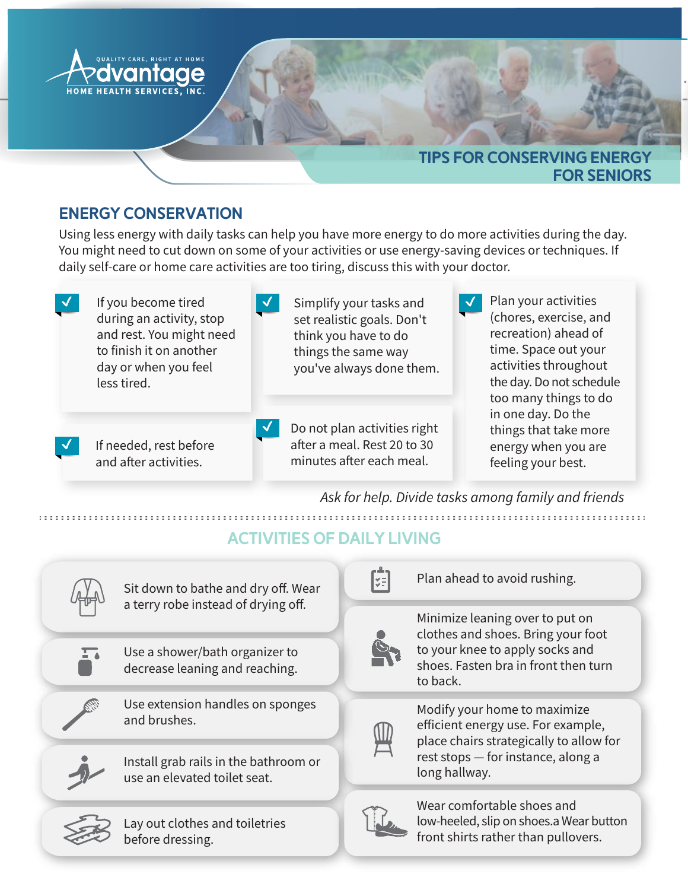QUALITY CARE, RIGHT AT HOME

Advantage

HOME HEALTH SERVICES, INC.

# TIPS FOR CONSERVING ENERGY FOR SENIORS

## ENERGY CONSERVATION

Using less energy with daily tasks can help you have more energy to do more activities during the day. You might need to cut down on some of your activities or use energy-saving devices or techniques. If daily self-care or home care activities are too tiring, discuss this with your doctor.

- ✓ If you become tired during an activity, stop and rest. You might need to finish it on another day or when you feel less tired.
- ✓ If needed, rest before and after activities.
- ✓ Simplify your tasks and set realistic goals. Don't think you have to do things the same way you've always done them.
- ✓ Do not plan activities right after a meal. Rest 20 to 30 minutes after each meal.
- ✓ Plan your activities (chores, exercise, and recreation) ahead of time. Space out your activities throughout the day. Do not schedule too many things to do in one day. Do the things that take more energy when you are feeling your best.

*Ask for help. Divide tasks among family and friends*

## ACTIVITIES OF DAILY LIVING

- Sit down to bathe and dry off. Wear a terry robe instead of drying off.
- Use a shower/bath organizer to decrease leaning and reaching.
- Use extension handles on sponges and brushes.
- Install grab rails in the bathroom or use an elevated toilet seat.
- Lay out clothes and toiletries before dressing.
- Plan ahead to avoid rushing.
- Minimize leaning over to put on clothes and shoes. Bring your foot to your knee to apply socks and shoes. Fasten bra in front then turn to back.
- Modify your home to maximize efficient energy use. For example, place chairs strategically to allow for rest stops — for instance, along a long hallway.
- Wear comfortable shoes and low-heeled, slip on shoes.a Wear button front shirts rather than pullovers.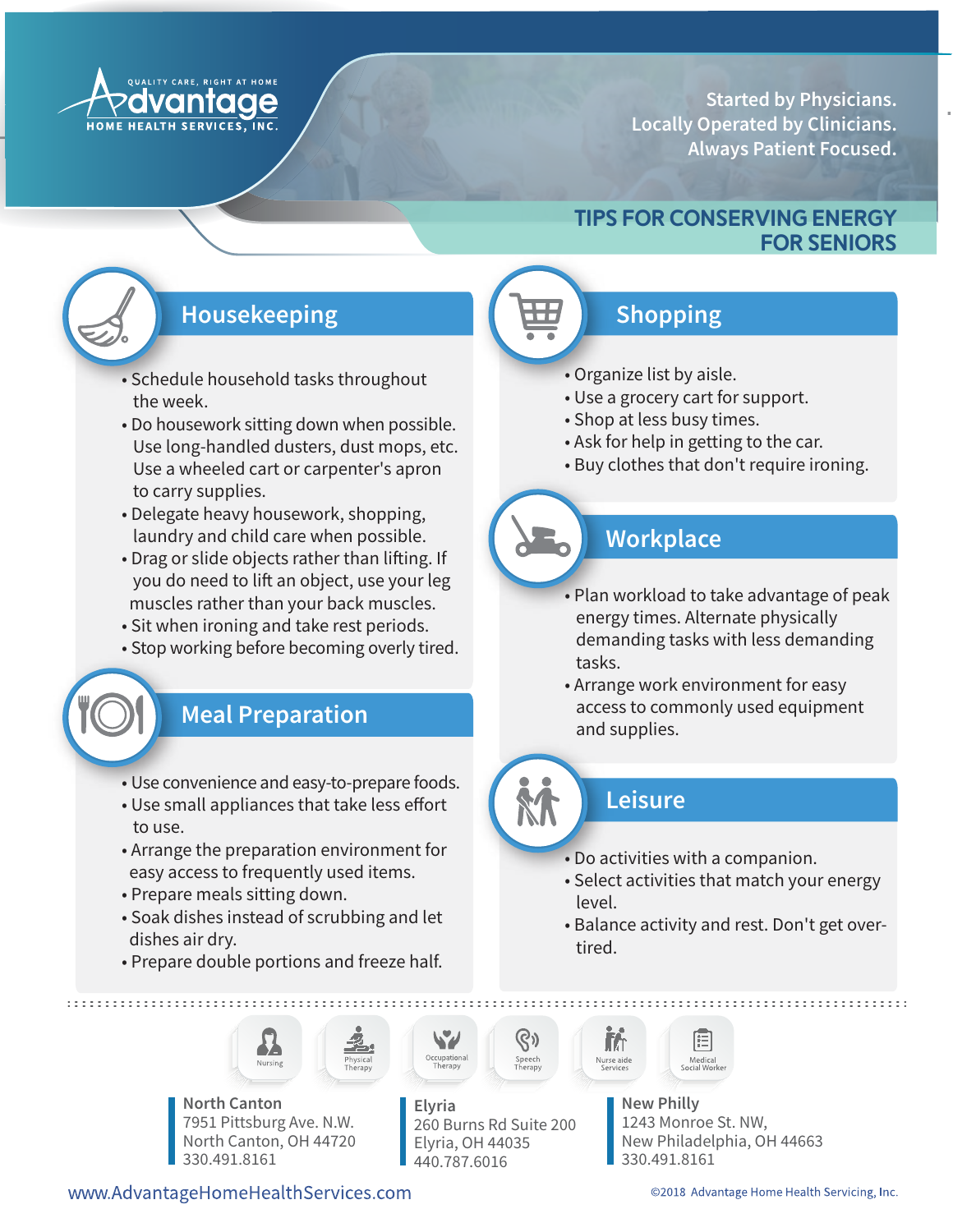QUALITY CARE, RIGHT AT HOME

Advantage

HOME HEALTH SERVICES, INC.

Started by Physicians.
Locally Operated by Clinicians.
Always Patient Focused.

# TIPS FOR CONSERVING ENERGY FOR SENIORS

## Housekeeping

- Schedule household tasks throughout the week.
- Do housework sitting down when possible. Use long-handled dusters, dust mops, etc. Use a wheeled cart or carpenter's apron to carry supplies.
- Delegate heavy housework, shopping, laundry and child care when possible.
- Drag or slide objects rather than lifting. If you do need to lift an object, use your leg muscles rather than your back muscles.
- Sit when ironing and take rest periods.
- Stop working before becoming overly tired.

## Meal Preparation

- Use convenience and easy-to-prepare foods.
- Use small appliances that take less effort to use.
- Arrange the preparation environment for easy access to frequently used items.
- Prepare meals sitting down.
- Soak dishes instead of scrubbing and let dishes air dry.
- Prepare double portions and freeze half.

## Shopping

- Organize list by aisle.
- Use a grocery cart for support.
- Shop at less busy times.
- Ask for help in getting to the car.
- Buy clothes that don't require ironing.

## Workplace

- Plan workload to take advantage of peak energy times. Alternate physically demanding tasks with less demanding tasks.
- Arrange work environment for easy access to commonly used equipment and supplies.

## Leisure

- Do activities with a companion.
- Select activities that match your energy level.
- Balance activity and rest. Don't get over-tired.

Nursing | Physical Therapy | Occupational Therapy | Speech Therapy | Nurse aide Services | Medical Social Worker

**North Canton**
7951 Pittsburg Ave. N.W.
North Canton, OH 44720
330.491.8161

**Elyria**
260 Burns Rd Suite 200
Elyria, OH 44035
440.787.6016

**New Philly**
1243 Monroe St. NW,
New Philadelphia, OH 44663
330.491.8161

www.AdvantageHomeHealthServices.com

©2018 Advantage Home Health Servicing, Inc.